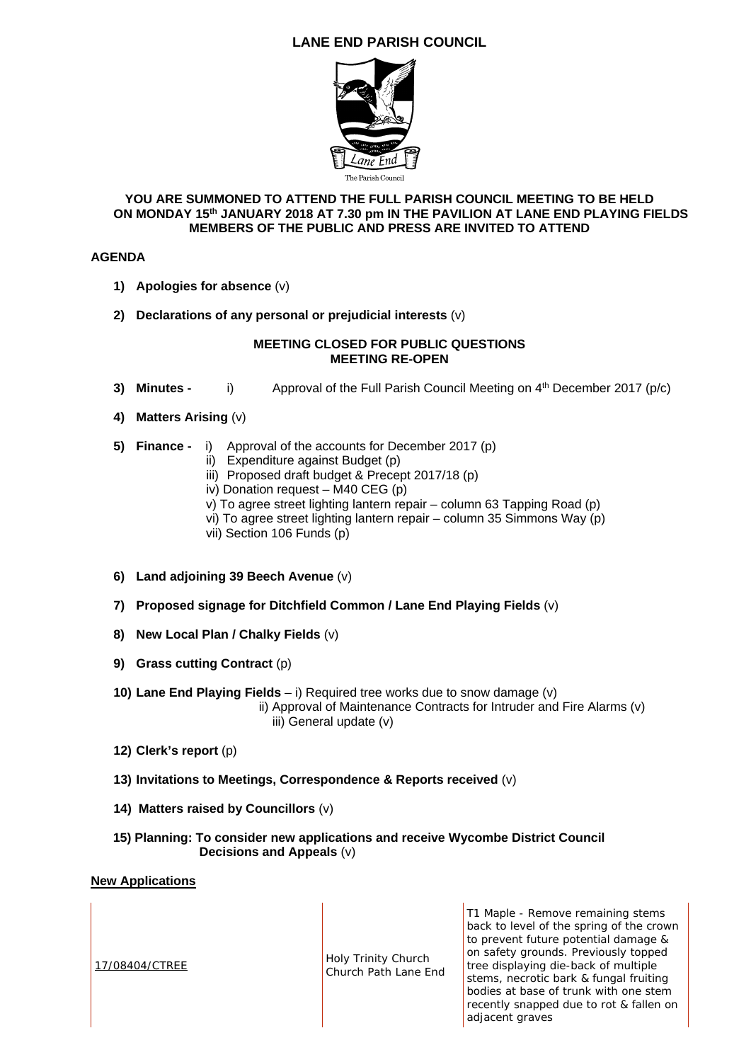# LANE END PARISH COUNCIL

The Parish Council

**YOU ARE SUMMONED TO ATTEND THE FULL PARISH COUNCIL MEETING TO BE HELD ON MONDAY 15th JANUARY 2018 AT 7.30 pm IN THE PAVILION AT LANE END PLAYING FIELDS MEMBERS OF THE PUBLIC AND PRESS ARE INVITED TO ATTEND**

## AGENDA

1) **Apologies for absence** (v)

2) **Declarations of any personal or prejudicial interests** (v)

**MEETING CLOSED FOR PUBLIC QUESTIONS**
**MEETING RE-OPEN**

3) **Minutes -** i) Approval of the Full Parish Council Meeting on 4th December 2017 (p/c)

4) **Matters Arising** (v)

5) **Finance -** i) Approval of the accounts for December 2017 (p)
   ii) Expenditure against Budget (p)
   iii) Proposed draft budget & Precept 2017/18 (p)
   iv) Donation request – M40 CEG (p)
   v) To agree street lighting lantern repair – column 63 Tapping Road (p)
   vi) To agree street lighting lantern repair – column 35 Simmons Way (p)
   vii) Section 106 Funds (p)

6) **Land adjoining 39 Beech Avenue** (v)

7) **Proposed signage for Ditchfield Common / Lane End Playing Fields** (v)

8) **New Local Plan / Chalky Fields** (v)

9) **Grass cutting Contract** (p)

10) **Lane End Playing Fields** – i) Required tree works due to snow damage (v)
   ii) Approval of Maintenance Contracts for Intruder and Fire Alarms (v)
   iii) General update (v)

12) **Clerk's report** (p)

13) **Invitations to Meetings, Correspondence & Reports received** (v)

14) **Matters raised by Councillors** (v)

15) **Planning: To consider new applications and receive Wycombe District Council Decisions and Appeals** (v)

**New Applications**

| | | |
|---|---|---|
| 17/08404/CTREE | Holy Trinity Church Church Path Lane End | T1 Maple - Remove remaining stems back to level of the spring of the crown to prevent future potential damage & on safety grounds. Previously topped tree displaying die-back of multiple stems, necrotic bark & fungal fruiting bodies at base of trunk with one stem recently snapped due to rot & fallen on adjacent graves |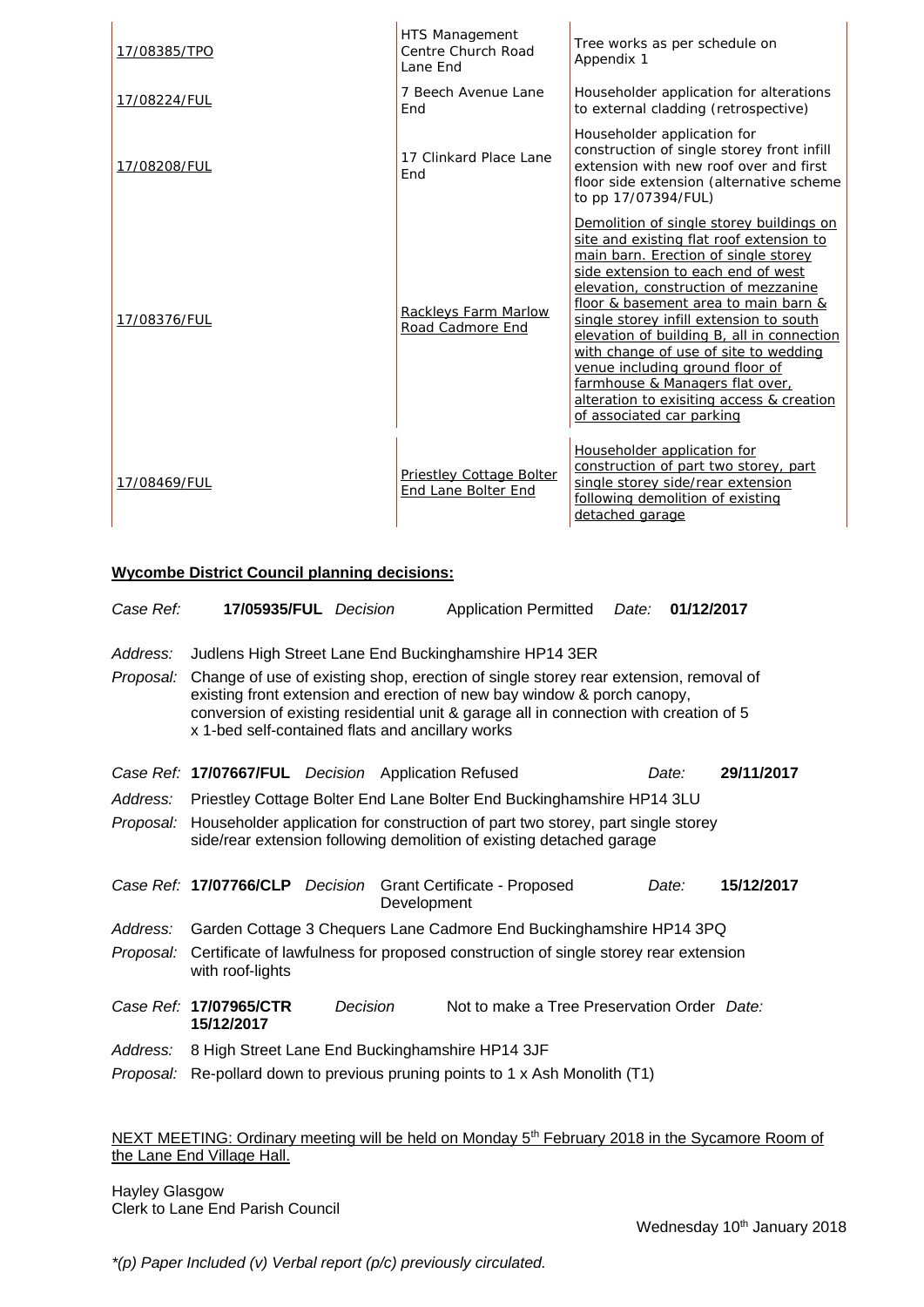| | | |
|---|---|---|
| 17/08385/TPO | HTS Management Centre Church Road Lane End | Tree works as per schedule on Appendix 1 |
| 17/08224/FUL | 7 Beech Avenue Lane End | Householder application for alterations to external cladding (retrospective) |
| 17/08208/FUL | 17 Clinkard Place Lane End | Householder application for construction of single storey front infill extension with new roof over and first floor side extension (alternative scheme to pp 17/07394/FUL) |
| 17/08376/FUL | Rackleys Farm Marlow Road Cadmore End | Demolition of single storey buildings on site and existing flat roof extension to main barn. Erection of single storey side extension to each end of west elevation, construction of mezzanine floor & basement area to main barn & single storey infill extension to south elevation of building B, all in connection with change of use of site to wedding venue including ground floor of farmhouse & Managers flat over, alteration to exisiting access & creation of associated car parking |
| 17/08469/FUL | Priestley Cottage Bolter End Lane Bolter End | Householder application for construction of part two storey, part single storey side/rear extension following demolition of existing detached garage |

**Wycombe District Council planning decisions:**

*Case Ref:* **17/05935/FUL** *Decision* Application Permitted *Date:* **01/12/2017**

*Address:* Judlens High Street Lane End Buckinghamshire HP14 3ER

*Proposal:* Change of use of existing shop, erection of single storey rear extension, removal of existing front extension and erection of new bay window & porch canopy, conversion of existing residential unit & garage all in connection with creation of 5 x 1-bed self-contained flats and ancillary works

*Case Ref:* **17/07667/FUL** *Decision* Application Refused *Date:* **29/11/2017**

*Address:* Priestley Cottage Bolter End Lane Bolter End Buckinghamshire HP14 3LU

*Proposal:* Householder application for construction of part two storey, part single storey side/rear extension following demolition of existing detached garage

*Case Ref:* **17/07766/CLP** *Decision* Grant Certificate - Proposed Development *Date:* **15/12/2017**

*Address:* Garden Cottage 3 Chequers Lane Cadmore End Buckinghamshire HP14 3PQ

*Proposal:* Certificate of lawfulness for proposed construction of single storey rear extension with roof-lights

*Case Ref:* **17/07965/CTR** *Decision* Not to make a Tree Preservation Order *Date:* **15/12/2017**

*Address:* 8 High Street Lane End Buckinghamshire HP14 3JF

*Proposal:* Re-pollard down to previous pruning points to 1 x Ash Monolith (T1)

NEXT MEETING: Ordinary meeting will be held on Monday 5th February 2018 in the Sycamore Room of the Lane End Village Hall.

Hayley Glasgow
Clerk to Lane End Parish Council

Wednesday 10th January 2018

*\*(p) Paper Included (v) Verbal report (p/c) previously circulated.*